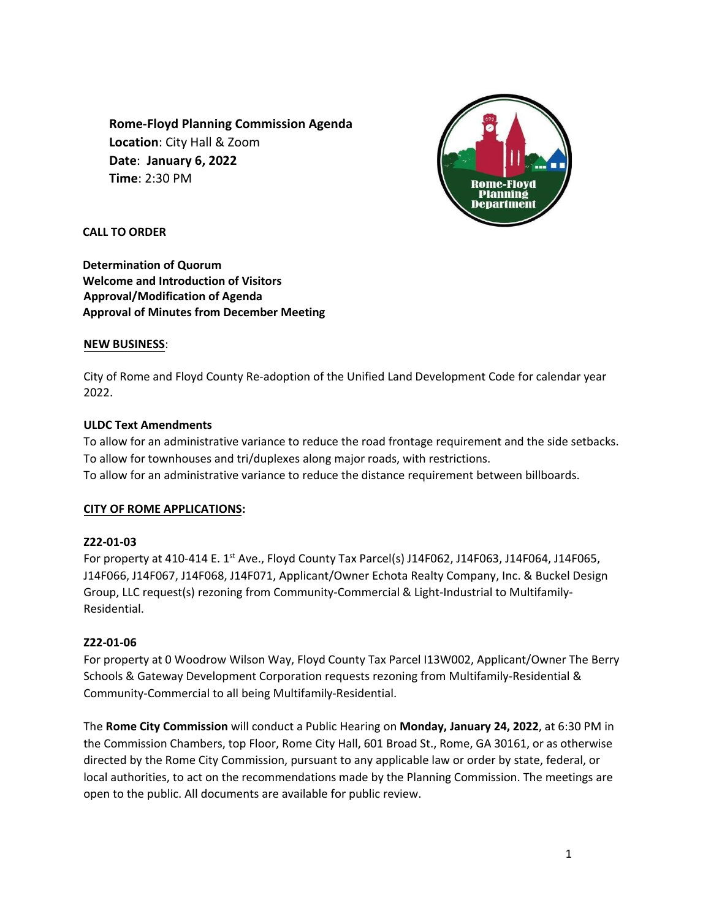**Rome-Floyd Planning Commission Agenda**
**Location**: City Hall & Zoom
**Date**: **January 6, 2022**
**Time**: 2:30 PM

**CALL TO ORDER**

**Determination of Quorum**
**Welcome and Introduction of Visitors**
**Approval/Modification of Agenda**
**Approval of Minutes from December Meeting**

**NEW BUSINESS**:

City of Rome and Floyd County Re-adoption of the Unified Land Development Code for calendar year 2022.

**ULDC Text Amendments**

To allow for an administrative variance to reduce the road frontage requirement and the side setbacks.
To allow for townhouses and tri/duplexes along major roads, with restrictions.
To allow for an administrative variance to reduce the distance requirement between billboards.

**CITY OF ROME APPLICATIONS:**

**Z22-01-03**

For property at 410-414 E. 1st Ave., Floyd County Tax Parcel(s) J14F062, J14F063, J14F064, J14F065, J14F066, J14F067, J14F068, J14F071, Applicant/Owner Echota Realty Company, Inc. & Buckel Design Group, LLC request(s) rezoning from Community-Commercial & Light-Industrial to Multifamily-Residential.

**Z22-01-06**

For property at 0 Woodrow Wilson Way, Floyd County Tax Parcel I13W002, Applicant/Owner The Berry Schools & Gateway Development Corporation requests rezoning from Multifamily-Residential & Community-Commercial to all being Multifamily-Residential.

The **Rome City Commission** will conduct a Public Hearing on **Monday, January 24, 2022**, at 6:30 PM in the Commission Chambers, top Floor, Rome City Hall, 601 Broad St., Rome, GA 30161, or as otherwise directed by the Rome City Commission, pursuant to any applicable law or order by state, federal, or local authorities, to act on the recommendations made by the Planning Commission. The meetings are open to the public. All documents are available for public review.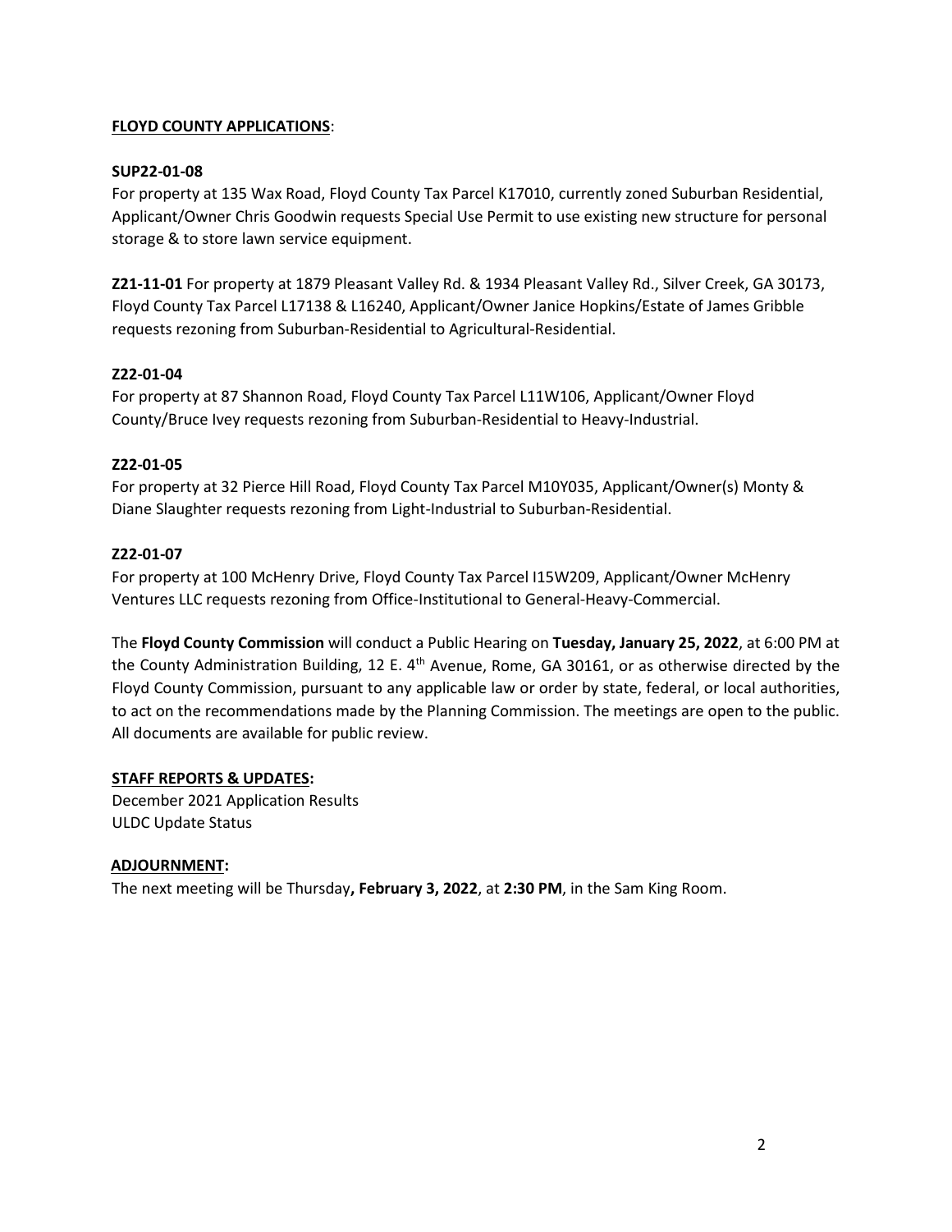**FLOYD COUNTY APPLICATIONS**:

**SUP22-01-08**

For property at 135 Wax Road, Floyd County Tax Parcel K17010, currently zoned Suburban Residential, Applicant/Owner Chris Goodwin requests Special Use Permit to use existing new structure for personal storage & to store lawn service equipment.

**Z21-11-01** For property at 1879 Pleasant Valley Rd. & 1934 Pleasant Valley Rd., Silver Creek, GA 30173, Floyd County Tax Parcel L17138 & L16240, Applicant/Owner Janice Hopkins/Estate of James Gribble requests rezoning from Suburban-Residential to Agricultural-Residential.

**Z22-01-04**

For property at 87 Shannon Road, Floyd County Tax Parcel L11W106, Applicant/Owner Floyd County/Bruce Ivey requests rezoning from Suburban-Residential to Heavy-Industrial.

**Z22-01-05**

For property at 32 Pierce Hill Road, Floyd County Tax Parcel M10Y035, Applicant/Owner(s) Monty & Diane Slaughter requests rezoning from Light-Industrial to Suburban-Residential.

**Z22-01-07**

For property at 100 McHenry Drive, Floyd County Tax Parcel I15W209, Applicant/Owner McHenry Ventures LLC requests rezoning from Office-Institutional to General-Heavy-Commercial.

The **Floyd County Commission** will conduct a Public Hearing on **Tuesday, January 25, 2022**, at 6:00 PM at the County Administration Building, 12 E. 4th Avenue, Rome, GA 30161, or as otherwise directed by the Floyd County Commission, pursuant to any applicable law or order by state, federal, or local authorities, to act on the recommendations made by the Planning Commission. The meetings are open to the public. All documents are available for public review.

**STAFF REPORTS & UPDATES:**

December 2021 Application Results
ULDC Update Status

**ADJOURNMENT:**

The next meeting will be Thursday**, February 3, 2022**, at **2:30 PM**, in the Sam King Room.